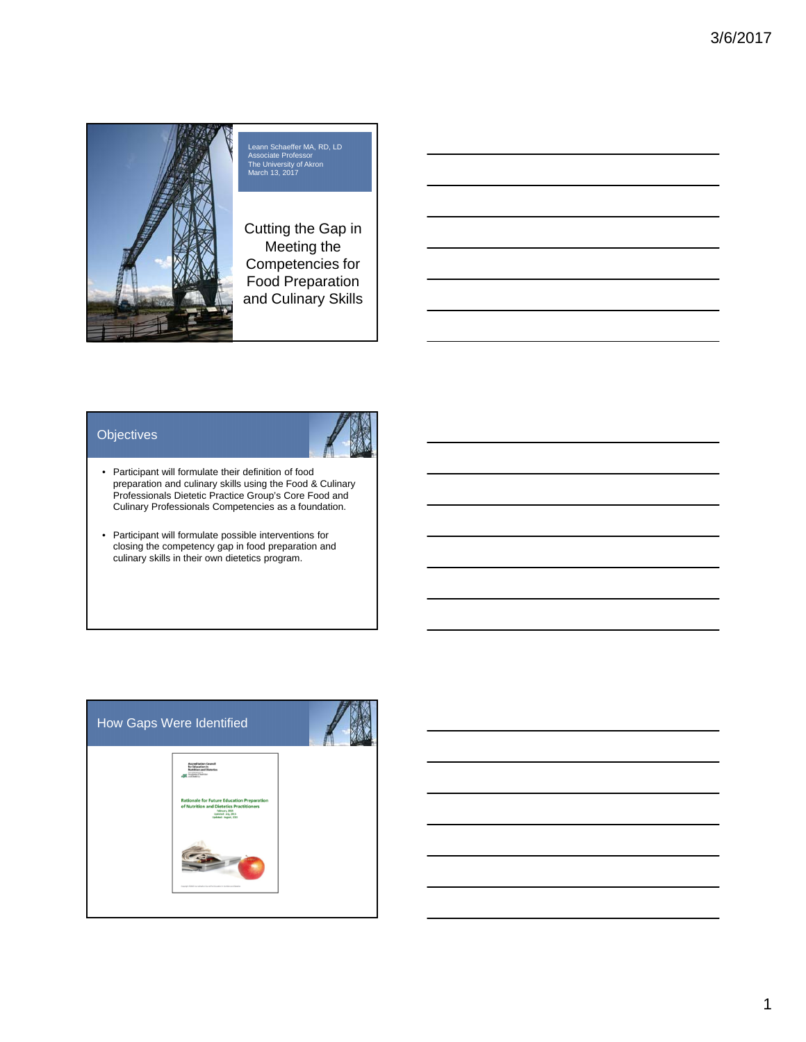Leann Schaeffer MA, RD, LD
Associate Professor
The University of Akron
March 13, 2017

# Cutting the Gap in Meeting the Competencies for Food Preparation and Culinary Skills

## Objectives

- Participant will formulate their definition of food preparation and culinary skills using the Food & Culinary Professionals Dietetic Practice Group's Core Food and Culinary Professionals Competencies as a foundation.
- Participant will formulate possible interventions for closing the competency gap in food preparation and culinary skills in their own dietetics program.

## How Gaps Were Identified

Accreditation Council for Education in Nutrition and Dietetics

Rationale for Future Education Preparation of Nutrition and Dietetics Practitioners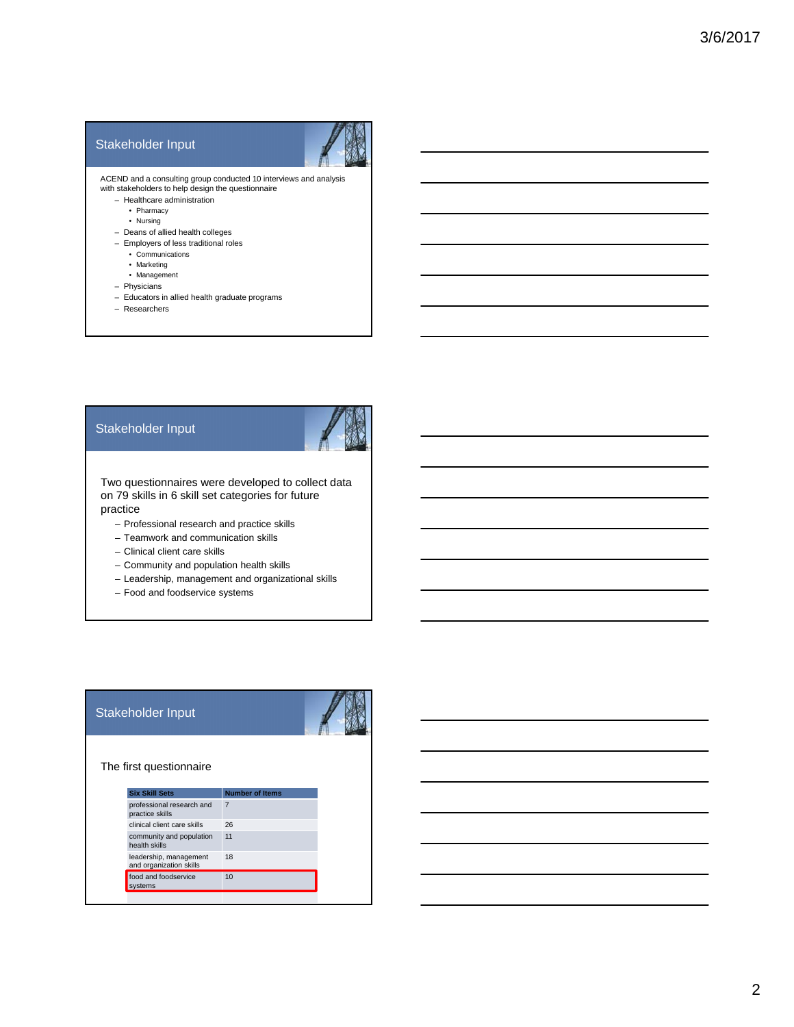## Stakeholder Input

ACEND and a consulting group conducted 10 interviews and analysis with stakeholders to help design the questionnaire

- Healthcare administration
  - Pharmacy
  - Nursing
- Deans of allied health colleges
- Employers of less traditional roles
  - Communications
  - Marketing
  - Management
- Physicians
- Educators in allied health graduate programs
- Researchers

## Stakeholder Input

Two questionnaires were developed to collect data on 79 skills in 6 skill set categories for future practice

- Professional research and practice skills
- Teamwork and communication skills
- Clinical client care skills
- Community and population health skills
- Leadership, management and organizational skills
- Food and foodservice systems

## Stakeholder Input

The first questionnaire

| Six Skill Sets | Number of Items |
|---|---|
| professional research and practice skills | 7 |
| clinical client care skills | 26 |
| community and population health skills | 11 |
| leadership, management and organization skills | 18 |
| food and foodservice systems | 10 |
| | |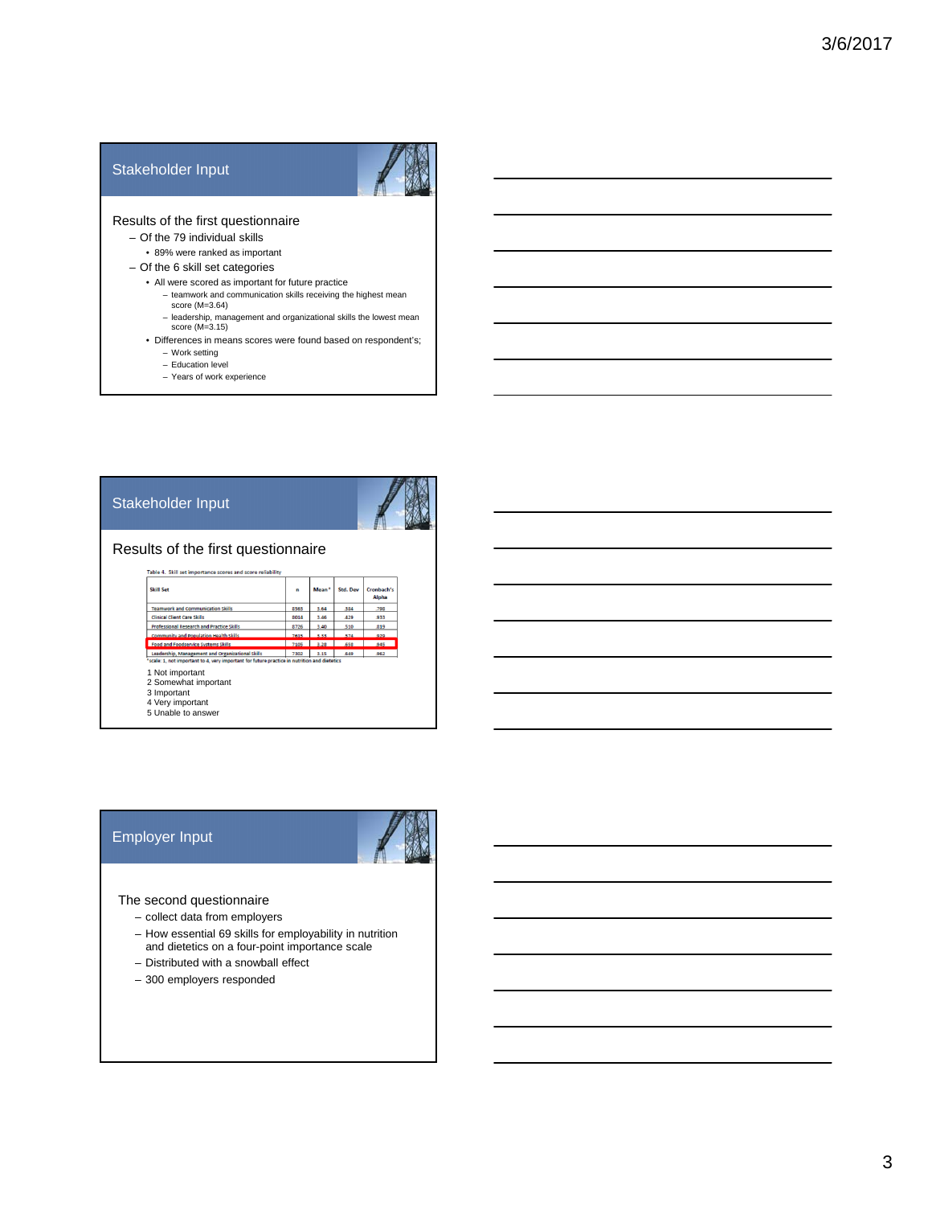## Stakeholder Input

Results of the first questionnaire

- Of the 79 individual skills
  - 89% were ranked as important
- Of the 6 skill set categories
  - All were scored as important for future practice
    - teamwork and communication skills receiving the highest mean score (M=3.64)
    - leadership, management and organizational skills the lowest mean score (M=3.15)
  - Differences in means scores were found based on respondent's;
    - Work setting
    - Education level
    - Years of work experience

## Stakeholder Input

Results of the first questionnaire

Table 4. Skill set importance scores and score reliability

| Skill Set | n | Mean* | Std. Dev | Cronbach's Alpha |
|---|---|---|---|---|
| Teamwork and Communication Skills | 8565 | 3.64 | .384 | .798 |
| Clinical Client Care Skills | 8034 | 3.46 | .429 | .955 |
| Professional Research and Practice Skills | 8726 | 3.40 | .510 | .819 |
| Community and Population Health Skills | 7835 | 3.33 | .574 | .929 |
| Food and Foodservice Systems Skills | 7105 | 3.28 | .658 | .945 |
| Leadership, Management and Organizational Skills | 7302 | 3.15 | .649 | .962 |

*scale: 1, not important to 4, very important for future practice in nutrition and dietetics

1 Not important
2 Somewhat important
3 Important
4 Very important
5 Unable to answer

## Employer Input

The second questionnaire

- collect data from employers
- How essential 69 skills for employability in nutrition and dietetics on a four-point importance scale
- Distributed with a snowball effect
- 300 employers responded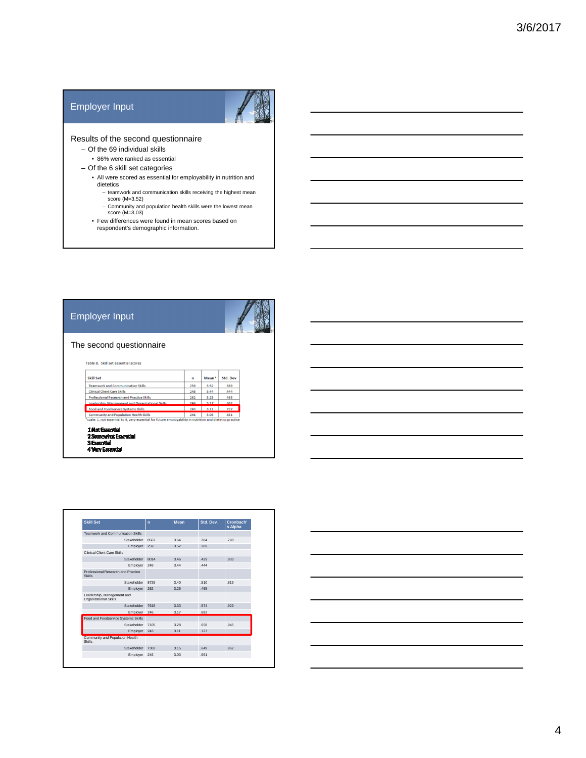## Employer Input

Results of the second questionnaire

- Of the 69 individual skills
  - 86% were ranked as essential
- Of the 6 skill set categories
  - All were scored as essential for employability in nutrition and dietetics
    - teamwork and communication skills receiving the highest mean score (M=3.52)
    - Community and population health skills were the lowest mean score (M=3.03)
  - Few differences were found in mean scores based on respondent's demographic information.

## Employer Input

The second questionnaire

Table 8. Skill set essential scores

| Skill Set | n | Mean* | Std. Dev |
|---|---|---|---|
| Teamwork and Communication Skills | 259 | 3.52 | .389 |
| Clinical Client Care Skills | 248 | 3.44 | .444 |
| Professional Research and Practice Skills | 262 | 3.25 | .465 |
| Leadership, Management and Organizational Skills | 246 | 3.17 | .682 |
| Food and Foodservice Systems Skills | 243 | 3.11 | .727 |
| Community and Population Health Skills | 246 | 3.03 | .661 |

*scale: 1, not essential to 4, very essential for future employability in nutrition and dietetics practice

1 Not Essential
2 Somewhat Essential
3 Essential
4 Very Essential

| Skill Set | n | Mean | Std. Dev. | Cronbach's Alpha |
|---|---|---|---|---|
| Teamwork and Communication Skills | | | | |
| Stakeholder | 8563 | 3.64 | .384 | .798 |
| Employer | 259 | 3.52 | .389 | |
| Clinical Client Care Skills | | | | |
| Stakeholder | 8014 | 3.46 | .429 | .933 |
| Employer | 248 | 3.44 | .444 | |
| Professional Research and Practice Skills | | | | |
| Stakeholder | 8726 | 3.40 | .510 | .819 |
| Employer | 262 | 3.25 | .465 | |
| Leadership, Management and Organizational Skills | | | | |
| Stakeholder | 7615 | 3.33 | .574 | .929 |
| Employer | 246 | 3.17 | .682 | |
| Food and Foodservice Systems Skills | | | | |
| Stakeholder | 7105 | 3.28 | .658 | .945 |
| Employer | 243 | 3.11 | .727 | |
| Community and Population Health Skills | | | | |
| Stakeholder | 7302 | 3.15 | .649 | .962 |
| Employer | 246 | 3.03 | .661 | |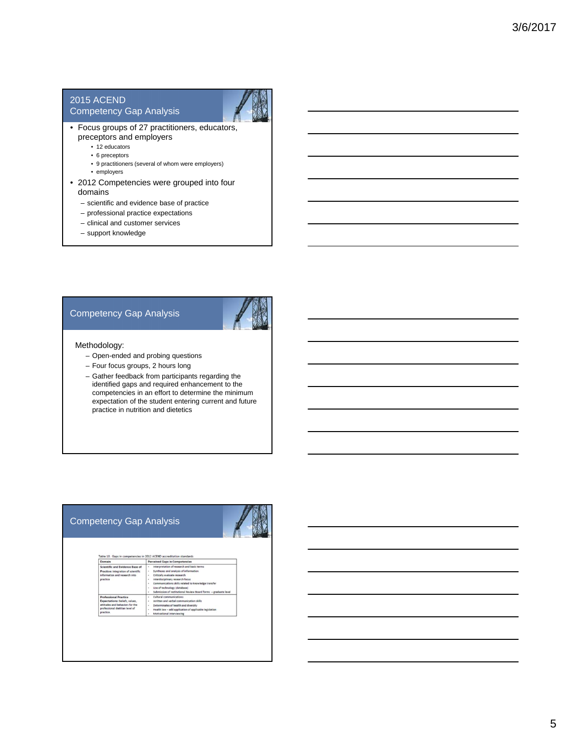## 2015 ACEND Competency Gap Analysis

- Focus groups of 27 practitioners, educators, preceptors and employers
  - 12 educators
  - 6 preceptors
  - 9 practitioners (several of whom were employers)
  - employers
- 2012 Competencies were grouped into four domains
  - scientific and evidence base of practice
  - professional practice expectations
  - clinical and customer services
  - support knowledge

## Competency Gap Analysis

Methodology:

- Open-ended and probing questions
- Four focus groups, 2 hours long
- Gather feedback from participants regarding the identified gaps and required enhancement to the competencies in an effort to determine the minimum expectation of the student entering current and future practice in nutrition and dietetics

## Competency Gap Analysis

Table 10. Gaps in competencies in 2012 ACEND accreditation standards

| Domain | Perceived Gaps in Competencies |
|---|---|
| **Scientific and Evidence Base of Practice:** integration of scientific information and research into practice | • Interpretation of research and basic terms<br>• Syntheses and analysis of information<br>• Critically evaluate research<br>• Interdisciplinary research focus<br>• Communications skills related to knowledge transfer<br>• Use of technology (database)<br>• Submission of institutional Review Board forms – graduate level |
| **Professional Practice Expectations:** beliefs, values, attitudes and behaviors for the professional dietitian level of practice | • Cultural communications<br>• Written and verbal communication skills<br>• Determinates of health and diversity<br>• Health law – add application of applicable legislation<br>• Motivational interviewing |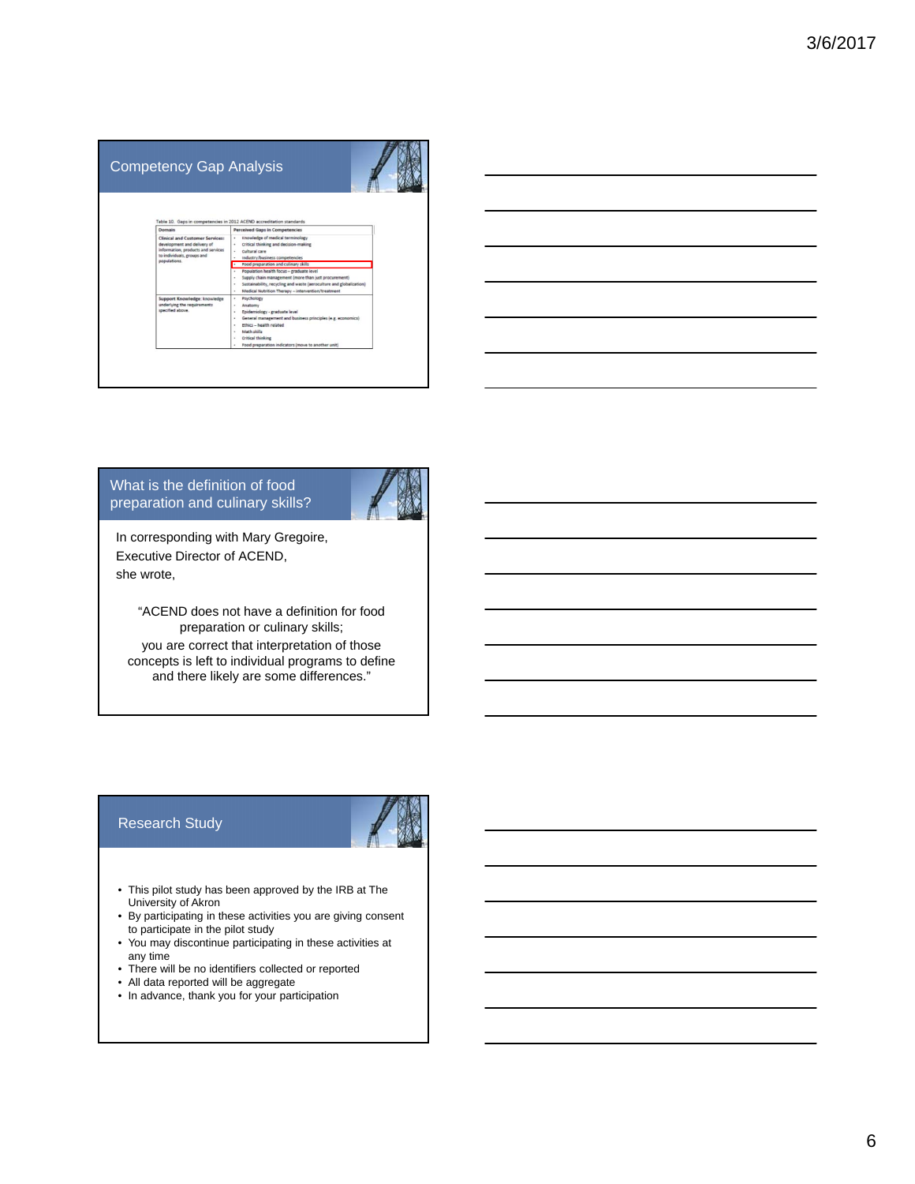## Competency Gap Analysis

Table 10. Gaps in competencies in 2012 ACEND accreditation standards

| Domain | Perceived Gaps in Competencies |
|---|---|
| **Clinical and Customer Services:** development and delivery of information, products and services to individuals, groups and populations. | • Knowledge of medical terminology<br>• Critical thinking and decision-making<br>• Cultural care<br>• Industry/business competencies<br>• Food preparation and culinary skills<br>• Population health focus – graduate level<br>• Supply chain management (more than just procurement)<br>• Sustainability, recycling and waste (aeroculture and globalization)<br>• Medical Nutrition Therapy – intervention/treatment |
| **Support Knowledge:** knowledge underlying the requirements specified above. | • Psychology<br>• Anatomy<br>• Epidemiology – graduate level<br>• General management and business principles (e.g. economics)<br>• Ethics – health related<br>• Math skills<br>• Critical thinking<br>• Food preparation indicators (move to another unit) |

## What is the definition of food preparation and culinary skills?

In corresponding with Mary Gregoire, Executive Director of ACEND, she wrote,

"ACEND does not have a definition for food preparation or culinary skills; you are correct that interpretation of those concepts is left to individual programs to define and there likely are some differences."

## Research Study

- This pilot study has been approved by the IRB at The University of Akron
- By participating in these activities you are giving consent to participate in the pilot study
- You may discontinue participating in these activities at any time
- There will be no identifiers collected or reported
- All data reported will be aggregate
- In advance, thank you for your participation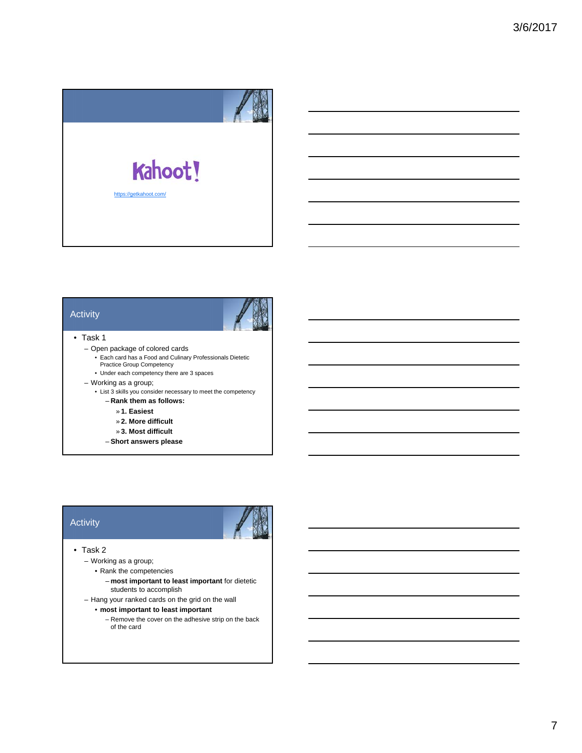Kahoot!

https://getkahoot.com/

## Activity

- Task 1
  - Open package of colored cards
    - Each card has a Food and Culinary Professionals Dietetic Practice Group Competency
    - Under each competency there are 3 spaces
  - Working as a group;
    - List 3 skills you consider necessary to meet the competency
      - **Rank them as follows:**
        - » **1. Easiest**
        - » **2. More difficult**
        - » **3. Most difficult**
      - **Short answers please**

## Activity

- Task 2
  - Working as a group;
    - Rank the competencies
      - **most important to least important** for dietetic students to accomplish
  - Hang your ranked cards on the grid on the wall
    - **most important to least important**
      - Remove the cover on the adhesive strip on the back of the card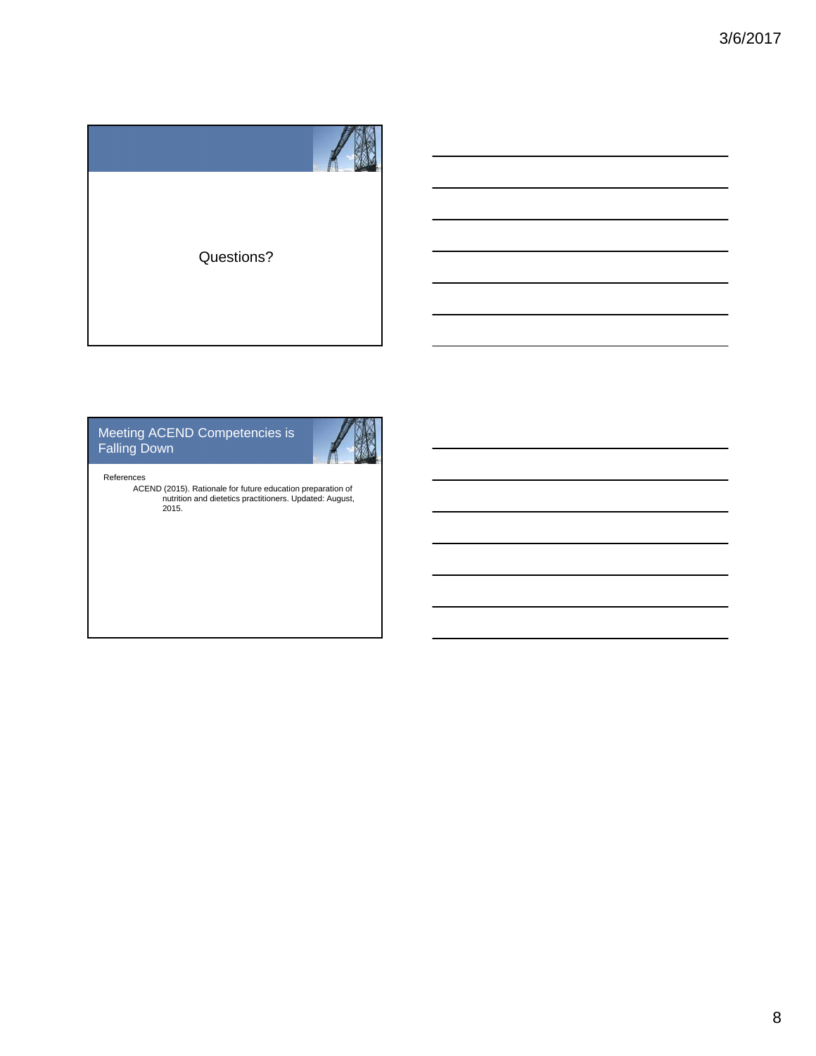Questions?

## Meeting ACEND Competencies is Falling Down

References

ACEND (2015). Rationale for future education preparation of nutrition and dietetics practitioners. Updated: August, 2015.